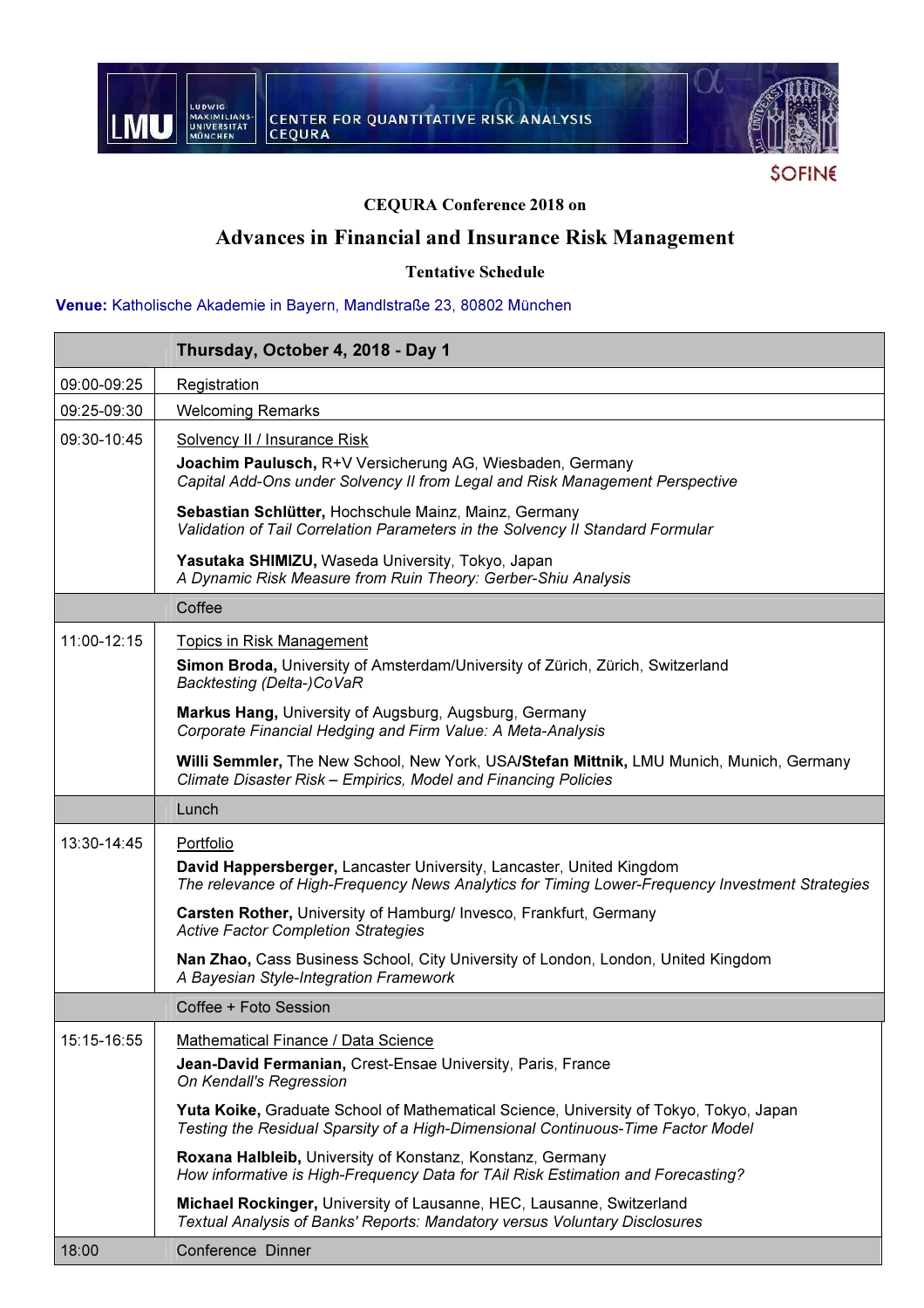LMU LUDWIG-MAXIMILIANS-UNIVERSITÄT MÜNCHEN | CENTER FOR QUANTITATIVE RISK ANALYSIS CEQURA

SOFINE

### CEQURA Conference 2018 on

# Advances in Financial and Insurance Risk Management

### Tentative Schedule

**Venue:** Katholische Akademie in Bayern, Mandlstraße 23, 80802 München

| | **Thursday, October 4, 2018 - Day 1** |
|---|---|
| 09:00-09:25 | Registration |
| 09:25-09:30 | Welcoming Remarks |
| 09:30-10:45 | Solvency II / Insurance Risk<br>**Joachim Paulusch,** R+V Versicherung AG, Wiesbaden, Germany<br>*Capital Add-Ons under Solvency II from Legal and Risk Management Perspective*<br>**Sebastian Schlütter,** Hochschule Mainz, Mainz, Germany<br>*Validation of Tail Correlation Parameters in the Solvency II Standard Formular*<br>**Yasutaka SHIMIZU,** Waseda University, Tokyo, Japan<br>*A Dynamic Risk Measure from Ruin Theory: Gerber-Shiu Analysis* |
| | Coffee |
| 11:00-12:15 | Topics in Risk Management<br>**Simon Broda,** University of Amsterdam/University of Zürich, Zürich, Switzerland<br>*Backtesting (Delta-)CoVaR*<br>**Markus Hang,** University of Augsburg, Augsburg, Germany<br>*Corporate Financial Hedging and Firm Value: A Meta-Analysis*<br>**Willi Semmler,** The New School, New York, USA/**Stefan Mittnik,** LMU Munich, Munich, Germany<br>*Climate Disaster Risk – Empirics, Model and Financing Policies* |
| | Lunch |
| 13:30-14:45 | Portfolio<br>**David Happersberger,** Lancaster University, Lancaster, United Kingdom<br>*The relevance of High-Frequency News Analytics for Timing Lower-Frequency Investment Strategies*<br>**Carsten Rother,** University of Hamburg/ Invesco, Frankfurt, Germany<br>*Active Factor Completion Strategies*<br>**Nan Zhao,** Cass Business School, City University of London, London, United Kingdom<br>*A Bayesian Style-Integration Framework* |
| | Coffee + Foto Session |
| 15:15-16:55 | Mathematical Finance / Data Science<br>**Jean-David Fermanian,** Crest-Ensae University, Paris, France<br>*On Kendall's Regression*<br>**Yuta Koike,** Graduate School of Mathematical Science, University of Tokyo, Tokyo, Japan<br>*Testing the Residual Sparsity of a High-Dimensional Continuous-Time Factor Model*<br>**Roxana Halbleib,** University of Konstanz, Konstanz, Germany<br>*How informative is High-Frequency Data for TAil Risk Estimation and Forecasting?*<br>**Michael Rockinger,** University of Lausanne, HEC, Lausanne, Switzerland<br>*Textual Analysis of Banks' Reports: Mandatory versus Voluntary Disclosures* |
| 18:00 | Conference Dinner |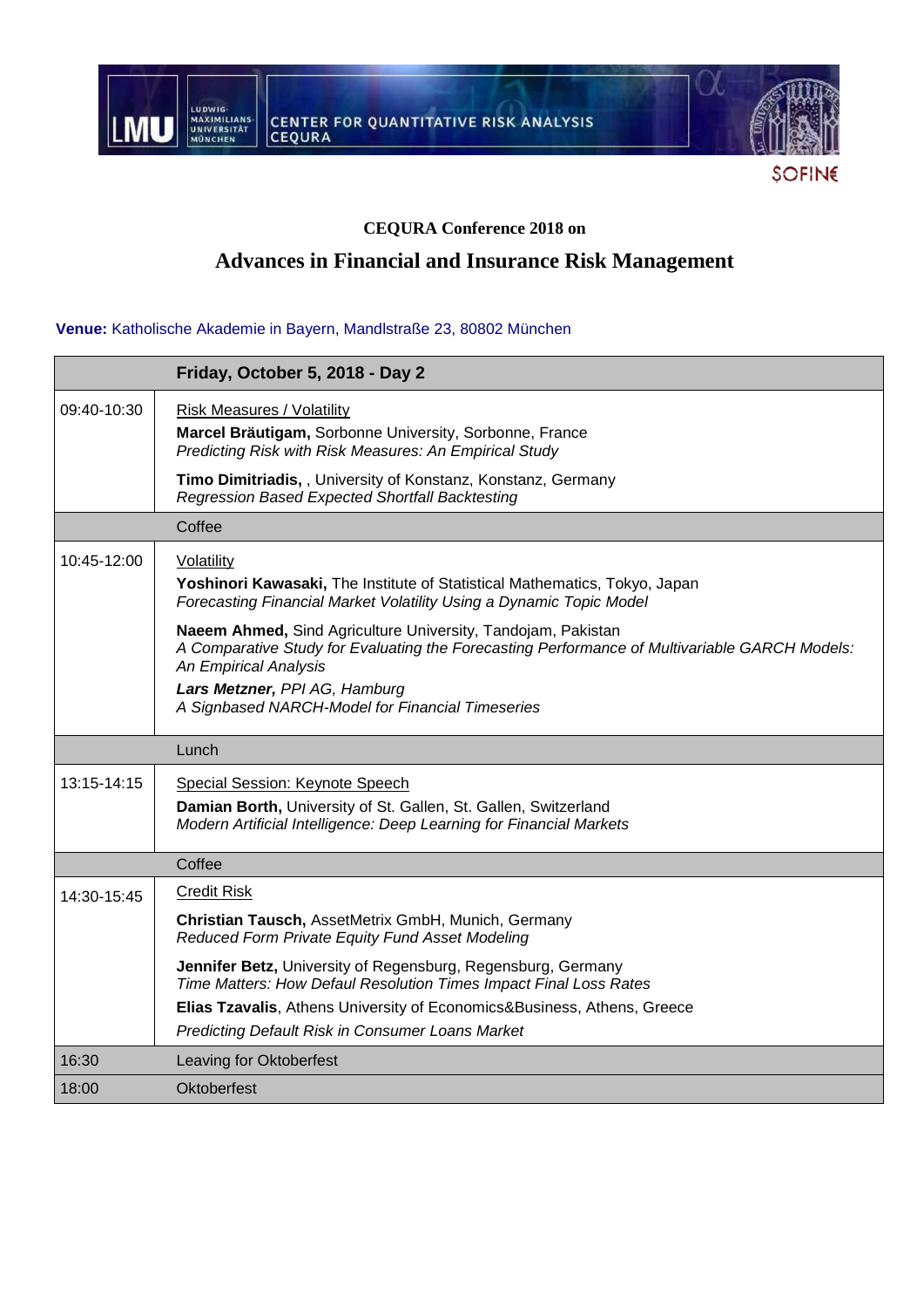CENTER FOR QUANTITATIVE RISK ANALYSIS
CEQURA

SOFINE

### CEQURA Conference 2018 on

## Advances in Financial and Insurance Risk Management

**Venue:** Katholische Akademie in Bayern, Mandlstraße 23, 80802 München

| | **Friday, October 5, 2018 - Day 2** |
|---|---|
| 09:40-10:30 | Risk Measures / Volatility<br>**Marcel Bräutigam,** Sorbonne University, Sorbonne, France<br>*Predicting Risk with Risk Measures: An Empirical Study*<br>**Timo Dimitriadis,** , University of Konstanz, Konstanz, Germany<br>*Regression Based Expected Shortfall Backtesting* |
| | Coffee |
| 10:45-12:00 | Volatility<br>**Yoshinori Kawasaki,** The Institute of Statistical Mathematics, Tokyo, Japan<br>*Forecasting Financial Market Volatility Using a Dynamic Topic Model*<br>**Naeem Ahmed,** Sind Agriculture University, Tandojam, Pakistan<br>*A Comparative Study for Evaluating the Forecasting Performance of Multivariable GARCH Models: An Empirical Analysis*<br>***Lars Metzner,*** *PPI AG, Hamburg*<br>*A Signbased NARCH-Model for Financial Timeseries* |
| | Lunch |
| 13:15-14:15 | Special Session: Keynote Speech<br>**Damian Borth,** University of St. Gallen, St. Gallen, Switzerland<br>*Modern Artificial Intelligence: Deep Learning for Financial Markets* |
| | Coffee |
| 14:30-15:45 | Credit Risk<br>**Christian Tausch,** AssetMetrix GmbH, Munich, Germany<br>*Reduced Form Private Equity Fund Asset Modeling*<br>**Jennifer Betz,** University of Regensburg, Regensburg, Germany<br>*Time Matters: How Defaul Resolution Times Impact Final Loss Rates*<br>**Elias Tzavalis**, Athens University of Economics&Business, Athens, Greece<br>*Predicting Default Risk in Consumer Loans Market* |
| 16:30 | Leaving for Oktoberfest |
| 18:00 | Oktoberfest |